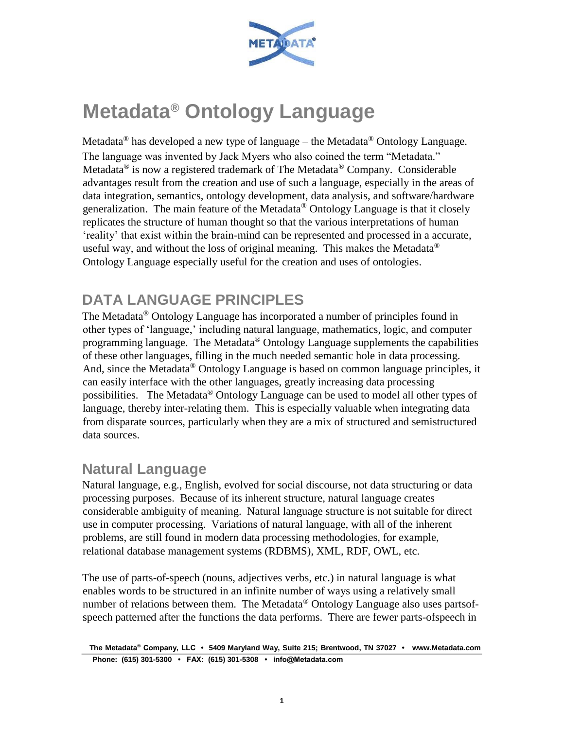# Metadata® Ontology Language

Metadata® has developed a new type of language – the Metadata® Ontology Language. The language was invented by Jack Myers who also coined the term "Metadata." Metadata® is now a registered trademark of The Metadata® Company. Considerable advantages result from the creation and use of such a language, especially in the areas of data integration, semantics, ontology development, data analysis, and software/hardware generalization. The main feature of the Metadata® Ontology Language is that it closely replicates the structure of human thought so that the various interpretations of human 'reality' that exist within the brain-mind can be represented and processed in a accurate, useful way, and without the loss of original meaning. This makes the Metadata® Ontology Language especially useful for the creation and uses of ontologies.

## DATA LANGUAGE PRINCIPLES

The Metadata® Ontology Language has incorporated a number of principles found in other types of 'language,' including natural language, mathematics, logic, and computer programming language. The Metadata® Ontology Language supplements the capabilities of these other languages, filling in the much needed semantic hole in data processing. And, since the Metadata® Ontology Language is based on common language principles, it can easily interface with the other languages, greatly increasing data processing possibilities. The Metadata® Ontology Language can be used to model all other types of language, thereby inter-relating them. This is especially valuable when integrating data from disparate sources, particularly when they are a mix of structured and semistructured data sources.

### Natural Language

Natural language, e.g., English, evolved for social discourse, not data structuring or data processing purposes. Because of its inherent structure, natural language creates considerable ambiguity of meaning. Natural language structure is not suitable for direct use in computer processing. Variations of natural language, with all of the inherent problems, are still found in modern data processing methodologies, for example, relational database management systems (RDBMS), XML, RDF, OWL, etc.

The use of parts-of-speech (nouns, adjectives verbs, etc.) in natural language is what enables words to be structured in an infinite number of ways using a relatively small number of relations between them. The Metadata® Ontology Language also uses partsof-speech patterned after the functions the data performs. There are fewer parts-ofspeech in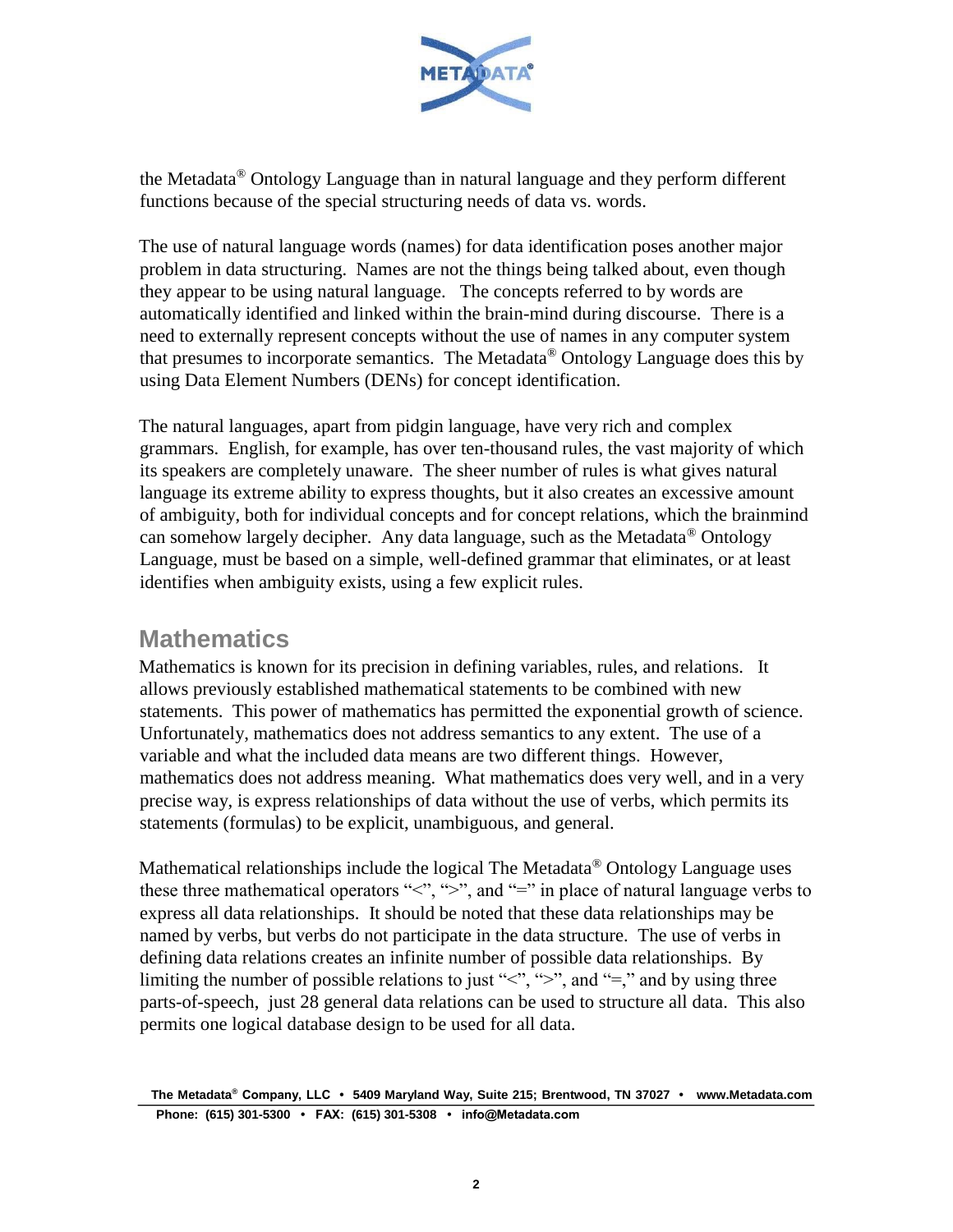the Metadata® Ontology Language than in natural language and they perform different functions because of the special structuring needs of data vs. words.

The use of natural language words (names) for data identification poses another major problem in data structuring. Names are not the things being talked about, even though they appear to be using natural language. The concepts referred to by words are automatically identified and linked within the brain-mind during discourse. There is a need to externally represent concepts without the use of names in any computer system that presumes to incorporate semantics. The Metadata® Ontology Language does this by using Data Element Numbers (DENs) for concept identification.

The natural languages, apart from pidgin language, have very rich and complex grammars. English, for example, has over ten-thousand rules, the vast majority of which its speakers are completely unaware. The sheer number of rules is what gives natural language its extreme ability to express thoughts, but it also creates an excessive amount of ambiguity, both for individual concepts and for concept relations, which the brainmind can somehow largely decipher. Any data language, such as the Metadata® Ontology Language, must be based on a simple, well-defined grammar that eliminates, or at least identifies when ambiguity exists, using a few explicit rules.

## Mathematics

Mathematics is known for its precision in defining variables, rules, and relations. It allows previously established mathematical statements to be combined with new statements. This power of mathematics has permitted the exponential growth of science. Unfortunately, mathematics does not address semantics to any extent. The use of a variable and what the included data means are two different things. However, mathematics does not address meaning. What mathematics does very well, and in a very precise way, is express relationships of data without the use of verbs, which permits its statements (formulas) to be explicit, unambiguous, and general.

Mathematical relationships include the logical The Metadata® Ontology Language uses these three mathematical operators "<", ">", and "=" in place of natural language verbs to express all data relationships. It should be noted that these data relationships may be named by verbs, but verbs do not participate in the data structure. The use of verbs in defining data relations creates an infinite number of possible data relationships. By limiting the number of possible relations to just "<", ">", and "=," and by using three parts-of-speech, just 28 general data relations can be used to structure all data. This also permits one logical database design to be used for all data.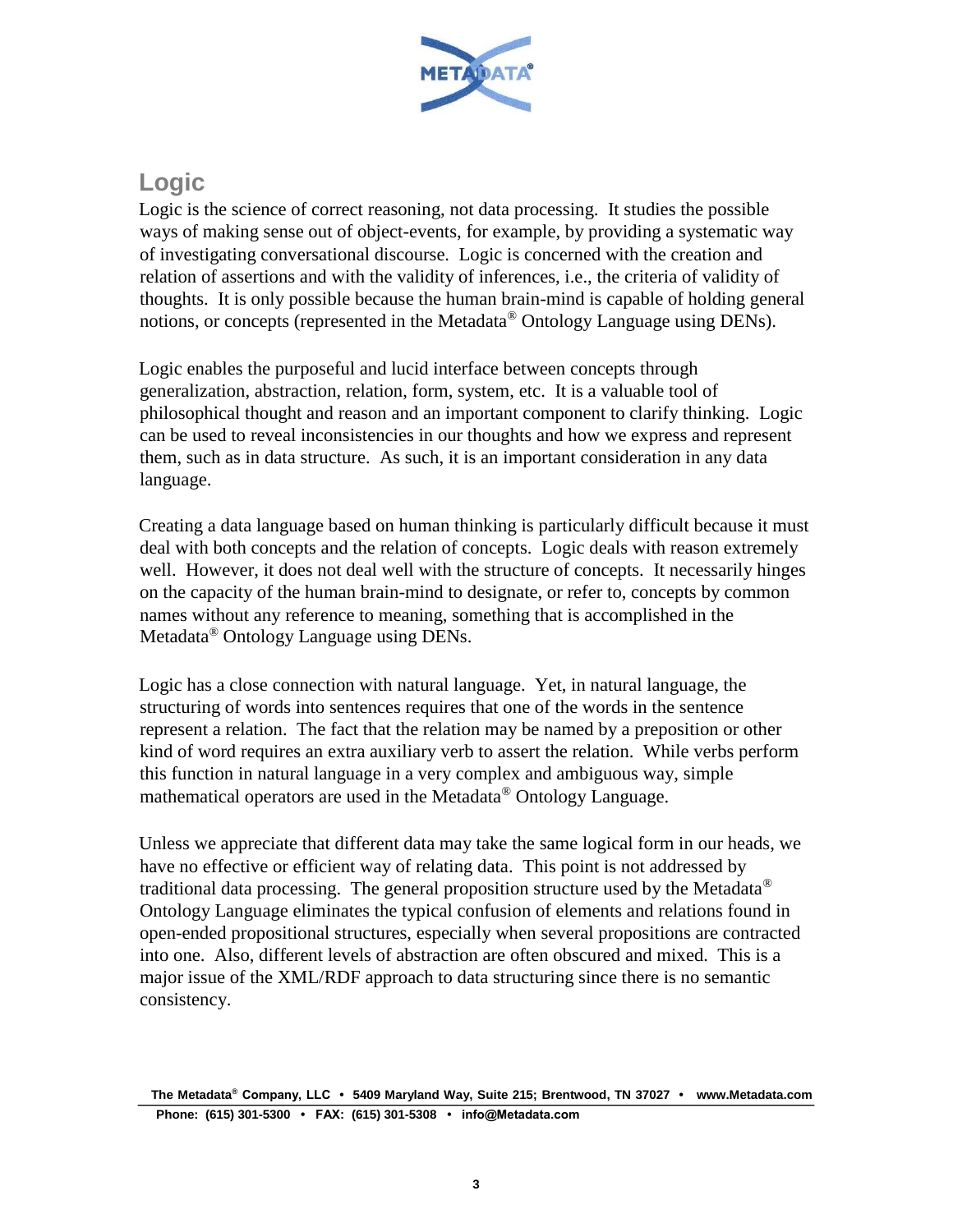## Logic

Logic is the science of correct reasoning, not data processing. It studies the possible ways of making sense out of object-events, for example, by providing a systematic way of investigating conversational discourse. Logic is concerned with the creation and relation of assertions and with the validity of inferences, i.e., the criteria of validity of thoughts. It is only possible because the human brain-mind is capable of holding general notions, or concepts (represented in the Metadata® Ontology Language using DENs).

Logic enables the purposeful and lucid interface between concepts through generalization, abstraction, relation, form, system, etc. It is a valuable tool of philosophical thought and reason and an important component to clarify thinking. Logic can be used to reveal inconsistencies in our thoughts and how we express and represent them, such as in data structure. As such, it is an important consideration in any data language.

Creating a data language based on human thinking is particularly difficult because it must deal with both concepts and the relation of concepts. Logic deals with reason extremely well. However, it does not deal well with the structure of concepts. It necessarily hinges on the capacity of the human brain-mind to designate, or refer to, concepts by common names without any reference to meaning, something that is accomplished in the Metadata® Ontology Language using DENs.

Logic has a close connection with natural language. Yet, in natural language, the structuring of words into sentences requires that one of the words in the sentence represent a relation. The fact that the relation may be named by a preposition or other kind of word requires an extra auxiliary verb to assert the relation. While verbs perform this function in natural language in a very complex and ambiguous way, simple mathematical operators are used in the Metadata® Ontology Language.

Unless we appreciate that different data may take the same logical form in our heads, we have no effective or efficient way of relating data. This point is not addressed by traditional data processing. The general proposition structure used by the Metadata® Ontology Language eliminates the typical confusion of elements and relations found in open-ended propositional structures, especially when several propositions are contracted into one. Also, different levels of abstraction are often obscured and mixed. This is a major issue of the XML/RDF approach to data structuring since there is no semantic consistency.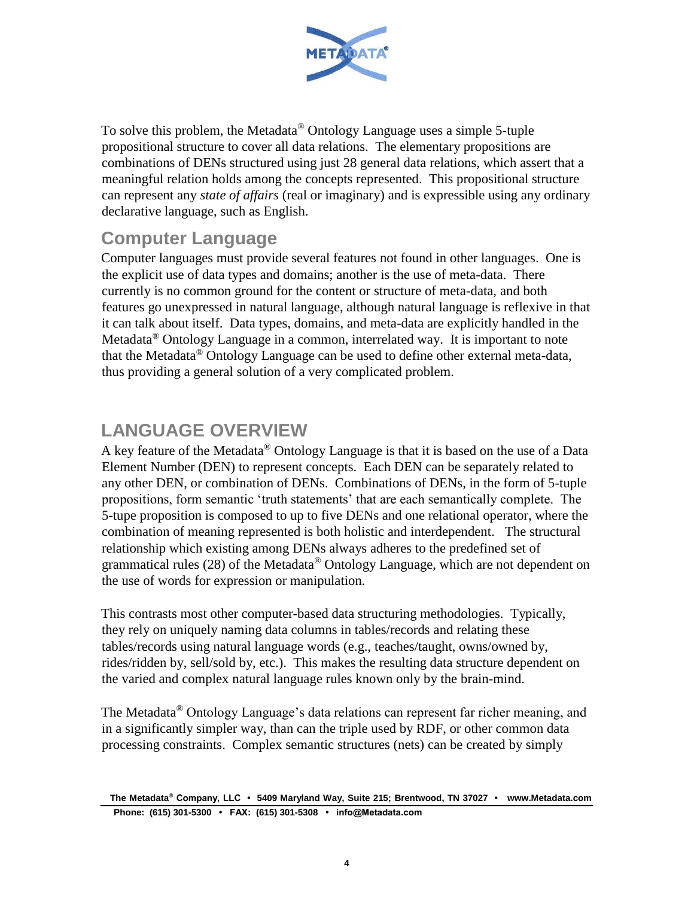To solve this problem, the Metadata® Ontology Language uses a simple 5-tuple propositional structure to cover all data relations. The elementary propositions are combinations of DENs structured using just 28 general data relations, which assert that a meaningful relation holds among the concepts represented. This propositional structure can represent any *state of affairs* (real or imaginary) and is expressible using any ordinary declarative language, such as English.

## Computer Language

Computer languages must provide several features not found in other languages. One is the explicit use of data types and domains; another is the use of meta-data. There currently is no common ground for the content or structure of meta-data, and both features go unexpressed in natural language, although natural language is reflexive in that it can talk about itself. Data types, domains, and meta-data are explicitly handled in the Metadata® Ontology Language in a common, interrelated way. It is important to note that the Metadata® Ontology Language can be used to define other external meta-data, thus providing a general solution of a very complicated problem.

# LANGUAGE OVERVIEW

A key feature of the Metadata® Ontology Language is that it is based on the use of a Data Element Number (DEN) to represent concepts. Each DEN can be separately related to any other DEN, or combination of DENs. Combinations of DENs, in the form of 5-tuple propositions, form semantic 'truth statements' that are each semantically complete. The 5-tupe proposition is composed to up to five DENs and one relational operator, where the combination of meaning represented is both holistic and interdependent. The structural relationship which existing among DENs always adheres to the predefined set of grammatical rules (28) of the Metadata® Ontology Language, which are not dependent on the use of words for expression or manipulation.

This contrasts most other computer-based data structuring methodologies. Typically, they rely on uniquely naming data columns in tables/records and relating these tables/records using natural language words (e.g., teaches/taught, owns/owned by, rides/ridden by, sell/sold by, etc.). This makes the resulting data structure dependent on the varied and complex natural language rules known only by the brain-mind.

The Metadata® Ontology Language's data relations can represent far richer meaning, and in a significantly simpler way, than can the triple used by RDF, or other common data processing constraints. Complex semantic structures (nets) can be created by simply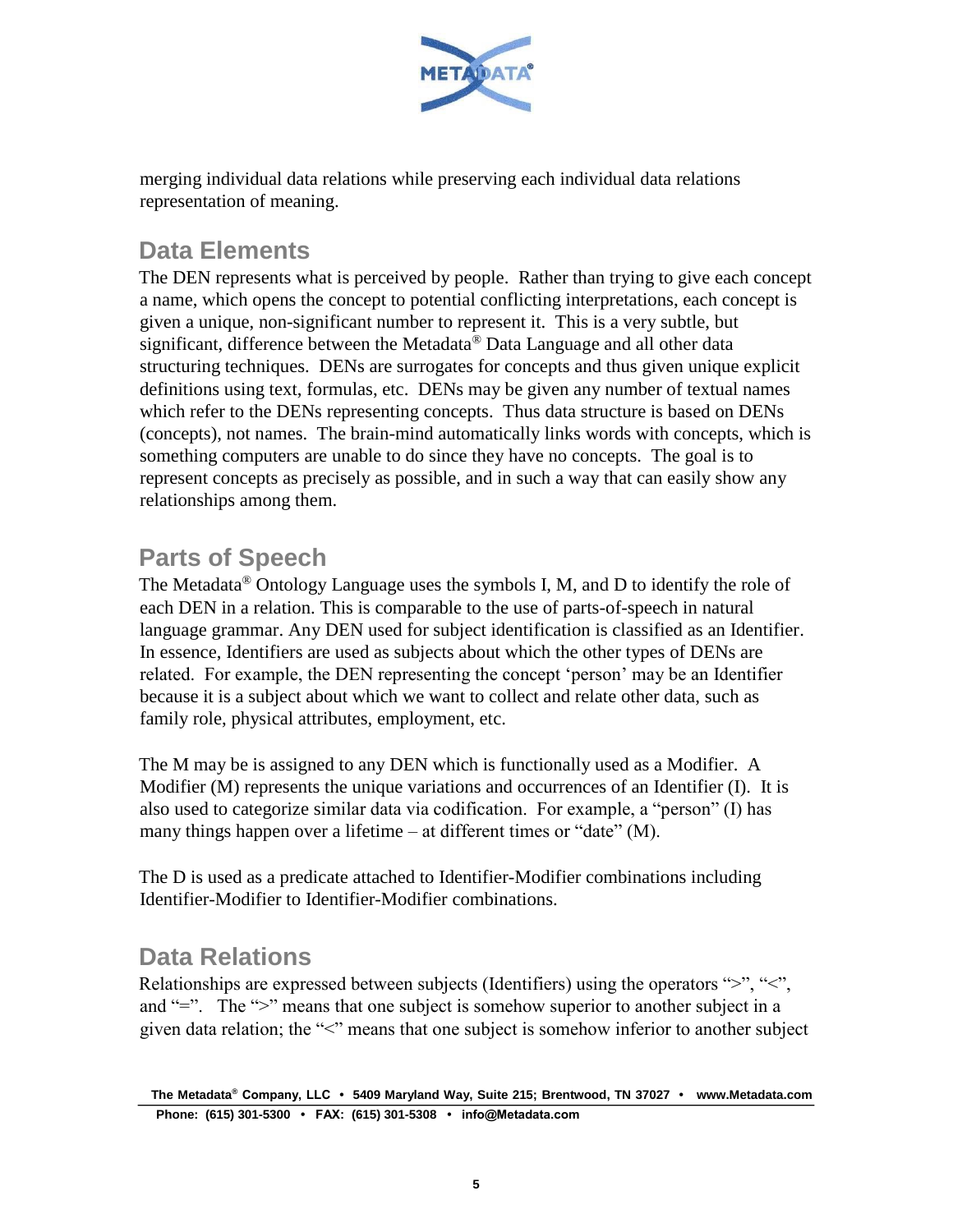merging individual data relations while preserving each individual data relations representation of meaning.

## Data Elements

The DEN represents what is perceived by people. Rather than trying to give each concept a name, which opens the concept to potential conflicting interpretations, each concept is given a unique, non-significant number to represent it. This is a very subtle, but significant, difference between the Metadata® Data Language and all other data structuring techniques. DENs are surrogates for concepts and thus given unique explicit definitions using text, formulas, etc. DENs may be given any number of textual names which refer to the DENs representing concepts. Thus data structure is based on DENs (concepts), not names. The brain-mind automatically links words with concepts, which is something computers are unable to do since they have no concepts. The goal is to represent concepts as precisely as possible, and in such a way that can easily show any relationships among them.

## Parts of Speech

The Metadata® Ontology Language uses the symbols I, M, and D to identify the role of each DEN in a relation. This is comparable to the use of parts-of-speech in natural language grammar. Any DEN used for subject identification is classified as an Identifier. In essence, Identifiers are used as subjects about which the other types of DENs are related. For example, the DEN representing the concept 'person' may be an Identifier because it is a subject about which we want to collect and relate other data, such as family role, physical attributes, employment, etc.

The M may be is assigned to any DEN which is functionally used as a Modifier. A Modifier (M) represents the unique variations and occurrences of an Identifier (I). It is also used to categorize similar data via codification. For example, a "person" (I) has many things happen over a lifetime – at different times or "date" (M).

The D is used as a predicate attached to Identifier-Modifier combinations including Identifier-Modifier to Identifier-Modifier combinations.

## Data Relations

Relationships are expressed between subjects (Identifiers) using the operators ">", "<", and "=". The ">" means that one subject is somehow superior to another subject in a given data relation; the "<" means that one subject is somehow inferior to another subject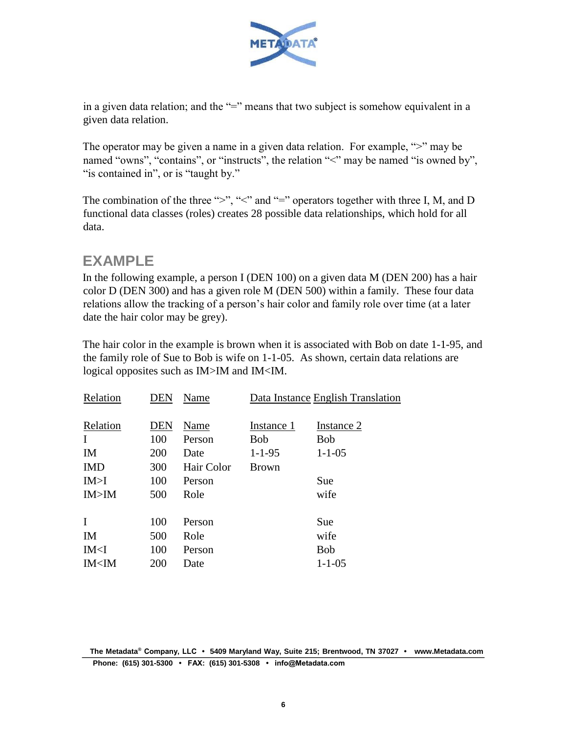in a given data relation; and the "=" means that two subject is somehow equivalent in a given data relation.

The operator may be given a name in a given data relation. For example, ">" may be named "owns", "contains", or "instructs", the relation "<" may be named "is owned by", "is contained in", or is "taught by."

The combination of the three ">", "<" and "=" operators together with three I, M, and D functional data classes (roles) creates 28 possible data relationships, which hold for all data.

## EXAMPLE

In the following example, a person I (DEN 100) on a given data M (DEN 200) has a hair color D (DEN 300) and has a given role M (DEN 500) within a family. These four data relations allow the tracking of a person's hair color and family role over time (at a later date the hair color may be grey).

The hair color in the example is brown when it is associated with Bob on date 1-1-95, and the family role of Sue to Bob is wife on 1-1-05. As shown, certain data relations are logical opposites such as IM>IM and IM<IM.

| Relation | DEN | Name | Data Instance | English Translation |
|---|---|---|---|---|
| **Relation** | **DEN** | **Name** | **Instance 1** | **Instance 2** |
| I | 100 | Person | Bob | Bob |
| IM | 200 | Date | 1-1-95 | 1-1-05 |
| IMD | 300 | Hair Color | Brown | |
| IM>I | 100 | Person | | Sue |
| IM>IM | 500 | Role | | wife |
| | | | | |
| I | 100 | Person | | Sue |
| IM | 500 | Role | | wife |
| IM<I | 100 | Person | | Bob |
| IM<IM | 200 | Date | | 1-1-05 |

**The Metadata® Company, LLC • 5409 Maryland Way, Suite 215; Brentwood, TN 37027 • www.Metadata.com**
**Phone: (615) 301-5300 • FAX: (615) 301-5308 • info@Metadata.com**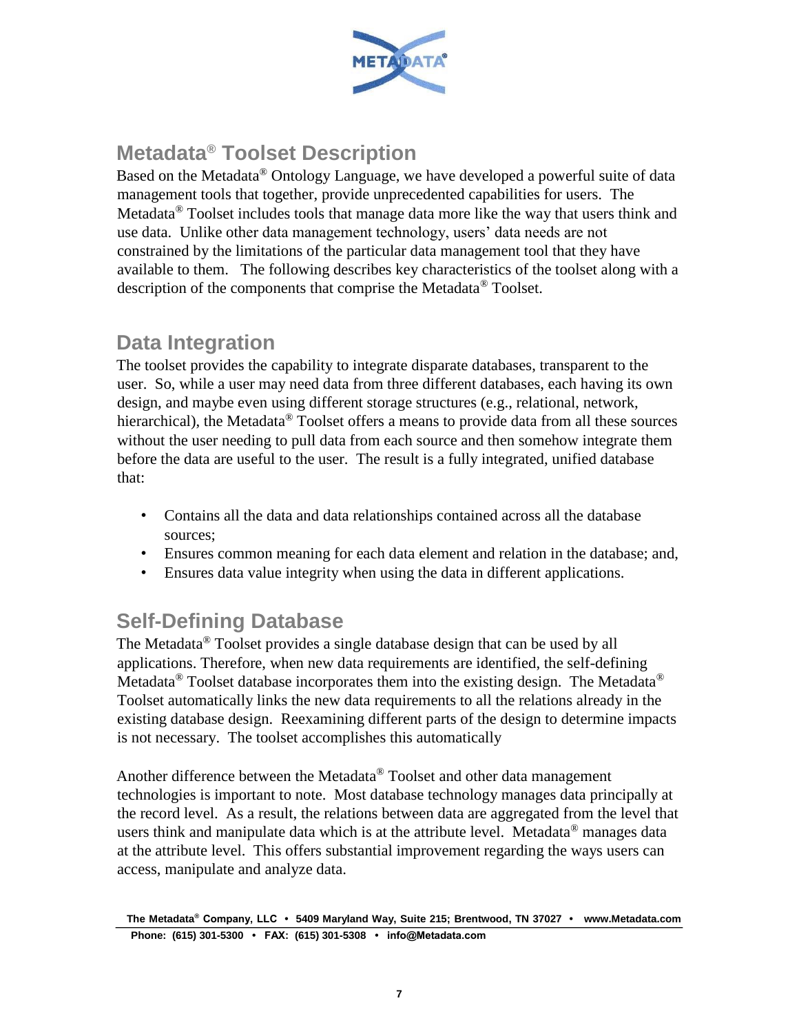## Metadata® Toolset Description

Based on the Metadata® Ontology Language, we have developed a powerful suite of data management tools that together, provide unprecedented capabilities for users. The Metadata® Toolset includes tools that manage data more like the way that users think and use data. Unlike other data management technology, users' data needs are not constrained by the limitations of the particular data management tool that they have available to them. The following describes key characteristics of the toolset along with a description of the components that comprise the Metadata® Toolset.

## Data Integration

The toolset provides the capability to integrate disparate databases, transparent to the user. So, while a user may need data from three different databases, each having its own design, and maybe even using different storage structures (e.g., relational, network, hierarchical), the Metadata® Toolset offers a means to provide data from all these sources without the user needing to pull data from each source and then somehow integrate them before the data are useful to the user. The result is a fully integrated, unified database that:

- Contains all the data and data relationships contained across all the database sources;
- Ensures common meaning for each data element and relation in the database; and,
- Ensures data value integrity when using the data in different applications.

## Self-Defining Database

The Metadata® Toolset provides a single database design that can be used by all applications. Therefore, when new data requirements are identified, the self-defining Metadata® Toolset database incorporates them into the existing design. The Metadata® Toolset automatically links the new data requirements to all the relations already in the existing database design. Reexamining different parts of the design to determine impacts is not necessary. The toolset accomplishes this automatically

Another difference between the Metadata® Toolset and other data management technologies is important to note. Most database technology manages data principally at the record level. As a result, the relations between data are aggregated from the level that users think and manipulate data which is at the attribute level. Metadata® manages data at the attribute level. This offers substantial improvement regarding the ways users can access, manipulate and analyze data.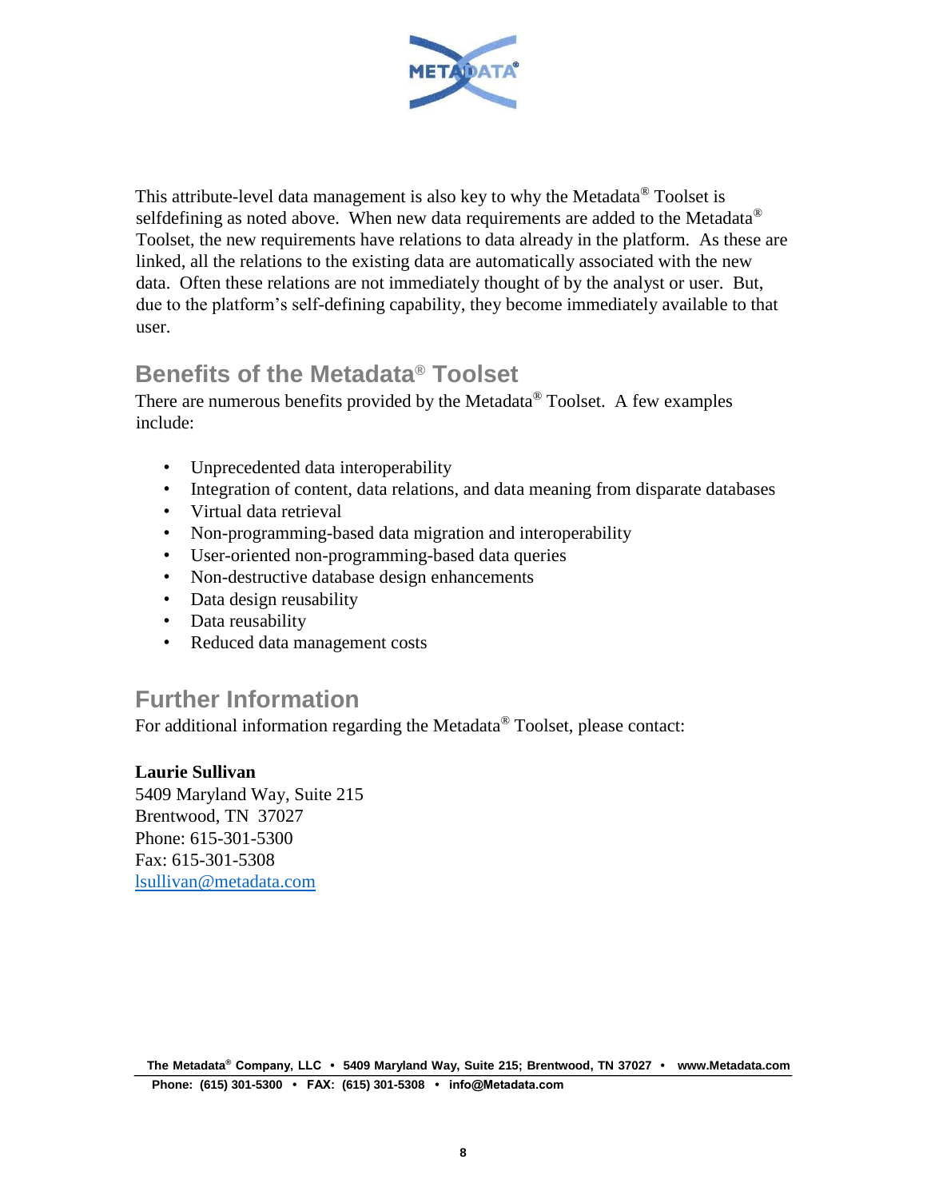This attribute-level data management is also key to why the Metadata® Toolset is selfdefining as noted above. When new data requirements are added to the Metadata® Toolset, the new requirements have relations to data already in the platform. As these are linked, all the relations to the existing data are automatically associated with the new data. Often these relations are not immediately thought of by the analyst or user. But, due to the platform's self-defining capability, they become immediately available to that user.

## Benefits of the Metadata® Toolset

There are numerous benefits provided by the Metadata® Toolset. A few examples include:

- Unprecedented data interoperability
- Integration of content, data relations, and data meaning from disparate databases
- Virtual data retrieval
- Non-programming-based data migration and interoperability
- User-oriented non-programming-based data queries
- Non-destructive database design enhancements
- Data design reusability
- Data reusability
- Reduced data management costs

## Further Information

For additional information regarding the Metadata® Toolset, please contact:

**Laurie Sullivan**
5409 Maryland Way, Suite 215
Brentwood, TN 37027
Phone: 615-301-5300
Fax: 615-301-5308
lsullivan@metadata.com